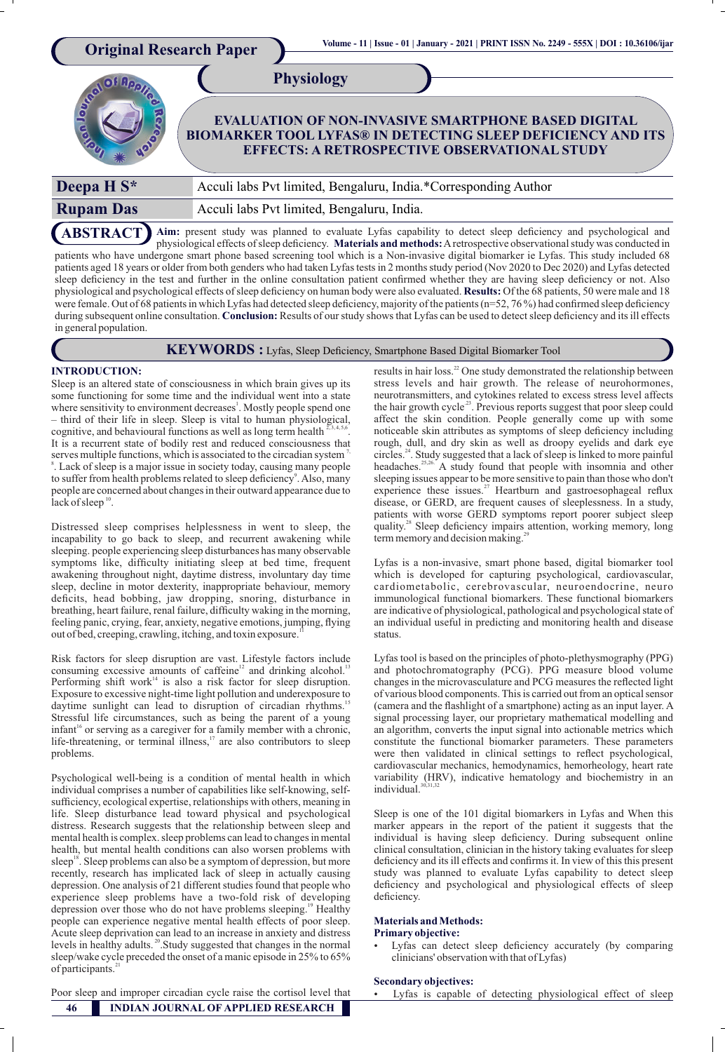Original Research Paper

Physiology

# EVALUATION OF NON-INVASIVE SMARTPHONE BASED DIGITAL BIOMARKER TOOL LYFAS® IN DETECTING SLEEP DEFICIENCY AND ITS EFFECTS: A RETROSPECTIVE OBSERVATIONAL STUDY

| | |
|---|---|
| **Deepa H S*** | Acculi labs Pvt limited, Bengaluru, India.*Corresponding Author |
| **Rupam Das** | Acculi labs Pvt limited, Bengaluru, India. |

**ABSTRACT** **Aim:** present study was planned to evaluate Lyfas capability to detect sleep deficiency and psychological and physiological effects of sleep deficiency. **Materials and methods:** A retrospective observational study was conducted in patients who have undergone smart phone based screening tool which is a Non-invasive digital biomarker ie Lyfas. This study included 68 patients aged 18 years or older from both genders who had taken Lyfas tests in 2 months study period (Nov 2020 to Dec 2020) and Lyfas detected sleep deficiency in the test and further in the online consultation patient confirmed whether they are having sleep deficiency or not. Also physiological and psychological effects of sleep deficiency on human body were also evaluated. **Results:** Of the 68 patients, 50 were male and 18 were female. Out of 68 patients in which Lyfas had detected sleep deficiency, majority of the patients (n=52, 76 %) had confirmed sleep deficiency during subsequent online consultation. **Conclusion:** Results of our study shows that Lyfas can be used to detect sleep deficiency and its ill effects in general population.

**KEYWORDS :** Lyfas, Sleep Deficiency, Smartphone Based Digital Biomarker Tool

## INTRODUCTION:

Sleep is an altered state of consciousness in which brain gives up its some functioning for some time and the individual went into a state where sensitivity to environment decreases[1]. Mostly people spend one – third of their life in sleep. Sleep is vital to human physiological, cognitive, and behavioural functions as well as long term health [2,3,4,5,6]. It is a recurrent state of bodily rest and reduced consciousness that serves multiple functions, which is associated to the circadian system [7,8]. Lack of sleep is a major issue in society today, causing many people to suffer from health problems related to sleep deficiency[9]. Also, many people are concerned about changes in their outward appearance due to lack of sleep [10].

Distressed sleep comprises helplessness in went to sleep, the incapability to go back to sleep, and recurrent awakening while sleeping. people experiencing sleep disturbances has many observable symptoms like, difficulty initiating sleep at bed time, frequent awakening throughout night, daytime distress, involuntary day time sleep, decline in motor dexterity, inappropriate behaviour, memory deficits, head bobbing, jaw dropping, snoring, disturbance in breathing, heart failure, renal failure, difficulty waking in the morning, feeling panic, crying, fear, anxiety, negative emotions, jumping, flying out of bed, creeping, crawling, itching, and toxin exposure.[11]

Risk factors for sleep disruption are vast. Lifestyle factors include consuming excessive amounts of caffeine[12] and drinking alcohol.[13] Performing shift work[14] is also a risk factor for sleep disruption. Exposure to excessive night-time light pollution and underexposure to daytime sunlight can lead to disruption of circadian rhythms.[15] Stressful life circumstances, such as being the parent of a young infant[16] or serving as a caregiver for a family member with a chronic, life-threatening, or terminal illness,[17] are also contributors to sleep problems.

Psychological well-being is a condition of mental health in which individual comprises a number of capabilities like self-knowing, self-sufficiency, ecological expertise, relationships with others, meaning in life. Sleep disturbance lead toward physical and psychological distress. Research suggests that the relationship between sleep and mental health is complex. sleep problems can lead to changes in mental health, but mental health conditions can also worsen problems with sleep[18]. Sleep problems can also be a symptom of depression, but more recently, research has implicated lack of sleep in actually causing depression. One analysis of 21 different studies found that people who experience sleep problems have a two-fold risk of developing depression over those who do not have problems sleeping.[19] Healthy people can experience negative mental health effects of poor sleep. Acute sleep deprivation can lead to an increase in anxiety and distress levels in healthy adults. [20].Study suggested that changes in the normal sleep/wake cycle preceded the onset of a manic episode in 25% to 65% of participants.[21]

Poor sleep and improper circadian cycle raise the cortisol level that results in hair loss.[22] One study demonstrated the relationship between stress levels and hair growth. The release of neurohormones, neurotransmitters, and cytokines related to excess stress level affects the hair growth cycle[23]. Previous reports suggest that poor sleep could affect the skin condition. People generally come up with some noticeable skin attributes as symptoms of sleep deficiency including rough, dull, and dry skin as well as droopy eyelids and dark eye circles.[24]. Study suggested that a lack of sleep is linked to more painful headaches.[25,26.] A study found that people with insomnia and other sleeping issues appear to be more sensitive to pain than those who don't experience these issues.[27] Heartburn and gastroesophageal reflux disease, or GERD, are frequent causes of sleeplessness. In a study, patients with worse GERD symptoms report poorer subject sleep quality.[28] Sleep deficiency impairs attention, working memory, long term memory and decision making.[29]

Lyfas is a non-invasive, smart phone based, digital biomarker tool which is developed for capturing psychological, cardiovascular, cardiometabolic, cerebrovascular, neuroendocrine, neuro immunological functional biomarkers. These functional biomarkers are indicative of physiological, pathological and psychological state of an individual useful in predicting and monitoring health and disease status.

Lyfas tool is based on the principles of photo-plethysmography (PPG) and photochromatography (PCG). PPG measure blood volume changes in the microvasculature and PCG measures the reflected light of various blood components. This is carried out from an optical sensor (camera and the flashlight of a smartphone) acting as an input layer. A signal processing layer, our proprietary mathematical modelling and an algorithm, converts the input signal into actionable metrics which constitute the functional biomarker parameters. These parameters were then validated in clinical settings to reflect psychological, cardiovascular mechanics, hemodynamics, hemorheology, heart rate variability (HRV), indicative hematology and biochemistry in an individual.[30,31,32]

Sleep is one of the 101 digital biomarkers in Lyfas and When this marker appears in the report of the patient it suggests that the individual is having sleep deficiency. During subsequent online clinical consultation, clinician in the history taking evaluates for sleep deficiency and its ill effects and confirms it. In view of this this present study was planned to evaluate Lyfas capability to detect sleep deficiency and psychological and physiological effects of sleep deficiency.

## Materials and Methods:

### Primary objective:

- Lyfas can detect sleep deficiency accurately (by comparing clinicians' observation with that of Lyfas)

### Secondary objectives:

- Lyfas is capable of detecting physiological effect of sleep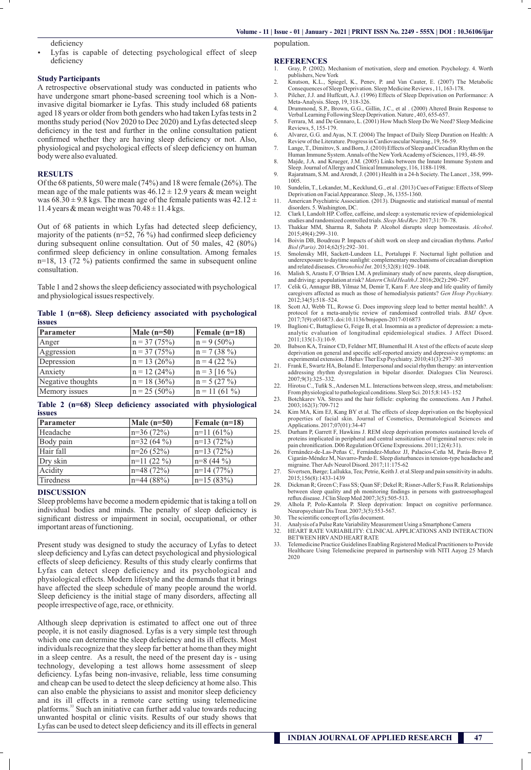deficiency

- Lyfas is capable of detecting psychological effect of sleep deficiency

### Study Participants

A retrospective observational study was conducted in patients who have undergone smart phone-based screening tool which is a Non-invasive digital biomarker ie Lyfas. This study included 68 patients aged 18 years or older from both genders who had taken Lyfas tests in 2 months study period (Nov 2020 to Dec 2020) and Lyfas detected sleep deficiency in the test and further in the online consultation patient confirmed whether they are having sleep deficiency or not. Also, physiological and psychological effects of sleep deficiency on human body were also evaluated.

## RESULTS

Of the 68 patients, 50 were male (74%) and 18 were female (26%). The mean age of the male patients was $46.12 \pm 12.9$ years & mean weight was $68.30 \pm 9.8$ kgs. The mean age of the female patients was $42.12 \pm 11.4$ years & mean weight was $70.48 \pm 11.4$ kgs.

Out of 68 patients in which Lyfas had detected sleep deficiency, majority of the patients (n=52, 76 %) had confirmed sleep deficiency during subsequent online consultation. Out of 50 males, 42 (80%) confirmed sleep deficiency in online consultation. Among females n=18, 13 (72 %) patients confirmed the same in subsequent online consultation.

Table 1 and 2 shows the sleep deficiency associated with psychological and physiological issues respectively.

**Table 1 (n=68). Sleep deficiency associated with psychological issues**

| Parameter | Male (n=50) | Female (n=18) |
|---|---|---|
| Anger | n = 37 (75%) | n = 9 (50%) |
| Aggression | n = 37 (75%) | n = 7 (38 %) |
| Depression | n = 13 (26%) | n = 4 (22 %) |
| Anxiety | n = 12 (24%) | n = 3 [16 %) |
| Negative thoughts | n = 18 (36%) | n = 5 (27 %) |
| Memory issues | n = 25 (50%) | n = 11 (61 %) |

**Table 2 (n=68) Sleep deficiency associated with physiological issues**

| Parameter | Male (n=50) | Female (n=18) |
|---|---|---|
| Headache | n=36 (72%) | n=11 (61%) |
| Body pain | n=32 (64 %) | n=13 (72%) |
| Hair fall | n=26 (52%) | n=13 (72%) |
| Dry skin | n=11 (22 %) | n=8 (44 %) |
| Acidity | n=48 (72%) | n=14 (77%) |
| Tiredness | n=44 (88%) | n=15 (83%) |

## DISCUSSION

Sleep problems have become a modern epidemic that is taking a toll on individual bodies and minds. The penalty of sleep deficiency is significant distress or impairment in social, occupational, or other important areas of functioning.

Present study was designed to study the accuracy of Lyfas to detect sleep deficiency and Lyfas can detect psychological and physiological effects of sleep deficiency. Results of this study clearly confirms that Lyfas can detect sleep deficiency and its psychological and physiological effects. Modern lifestyle and the demands that it brings have affected the sleep schedule of many people around the world. Sleep deficiency is the initial stage of many disorders, affecting all people irrespective of age, race, or ethnicity.

Although sleep deprivation is estimated to affect one out of three people, it is not easily diagnosed. Lyfas is a very simple test through which one can determine the sleep deficiency and its ill effects. Most individuals recognize that they sleep far better at home than they might in a sleep centre. As a result, the need of the present day is - using technology, developing a test allows home assessment of sleep deficiency. Lyfas being non-invasive, reliable, less time consuming and cheap can be used to detect the sleep deficiency at home also. This can also enable the physicians to assist and monitor sleep deficiency and its ill effects in a remote care setting using telemedicine platforms.[33] Such an initiative can further add value towards reducing unwanted hospital or clinic visits. Results of our study shows that Lyfas can be used to detect sleep deficiency and its ill effects in general population.

## REFERENCES

1. Gray, P. (2002). Mechanism of motivation, sleep and emotion. Psychology. 4. Worth publishers, New York
2. Knutson, K.L., Spiegel, K., Penev, P. and Van Cauter, E. (2007) The Metabolic Consequences of Sleep Deprivation. Sleep Medicine Reviews , 11, 163-178.
3. Pilcher, J.J. and Huffcutt, A.J. (1996) Effects of Sleep Deprivation on Performance: A Meta-Analysis. Sleep, 19, 318-326.
4. Drummond, S.P., Brown, G.G., Gillin, J.C., et al . (2000) Altered Brain Response to Verbal Learning Following Sleep Deprivation. Nature , 403, 655-657.
5. Ferrara, M. and De Gennaro, L. (2001) How Much Sleep Do We Need? Sleep Medicine Reviews, 5, 155-179.
6. Alvarez, G.G. and Ayas, N.T. (2004) The Impact of Daily Sleep Duration on Health: A Review of the Literature. Progress in Cardiovascular Nursing , 19, 56-59.
7. Lange, T., Dimitrov, S. and Born, J. (2010) Effects of Sleep and Circadian Rhythm on the Human Immune System. Annals of the New York Academy of Sciences, 1193, 48-59.
8. Majde, J.A. and Krueger, J.M. (2005) Links between the Innate Immune System and Sleep. Journal of Allergy and Clinical Immunology, 116, 1188-1198.
9. Rajaratnam, S.M. and Arendt, J. (2001) Health in a 24-h Society. The Lancet , 358, 999-1005.
10. Sundelin, T., Lekander, M., Kecklund, G., et al . (2013) Cues of Fatigue: Effects of Sleep Deprivation on Facial Appearance. Sleep , 36, 1355-1360.
11. American Psychiatric Association. (2013). Diagnostic and statistical manual of mental disorders. 5. Washington, DC.
12. Clark I, Landolt HP. Coffee, caffeine, and sleep: a systematic review of epidemiological studies and randomized controlled trials. *Sleep Med Rev.* 2017;31:70–78.
13. Thakkar MM, Sharma R, Sahota P. Alcohol disrupts sleep homeostasis. *Alcohol.* 2015;49(4):299–310.
14. Boivin DB, Boudreau P. Impacts of shift work on sleep and circadian rhythms. *Pathol Biol (Paris).* 2014;62(5):292–301.
15. Smolensky MH, Sackett-Lundeen LL, Portaluppi F. Nocturnal light pollution and underexposure to daytime sunlight: complementary mechanisms of circadian disruption and related diseases. *Chronobiol Int.* 2015;32(8):1029–1048.
16. Malish S, Arastu F, O'Brien LM. A preliminary study of new parents, sleep disruption, and driving: a population at risk? *Matern Child Health J.* 2016;20(2):290–297.
17. Celik G, Annagur BB, Yilmaz M, Demir T, Kara F. Are sleep and life quality of family caregivers affected as much as those of hemodialysis patients? *Gen Hosp Psychiatry.* 2012;34(5):518–524.
18. Scott AJ, Webb TL, Rowse G. Does improving sleep lead to better mental health?. A protocol for a meta-analytic review of randomised controlled trials. *BMJ Open.* 2017;7(9):e016873. doi:10.1136/bmjopen-2017-016873
19. Baglioni C, Battagliese G, Feige B, et al. Insomnia as a predictor of depression: a meta-analytic evaluation of longitudinal epidemiological studies. J Affect Disord. 2011;135(1-3):10-9.
20. Babson KA, Trainor CD, Feldner MT, Blumenthal H. A test of the effects of acute sleep deprivation on general and specific self-reported anxiety and depressive symptoms: an experimental extension. J Behav Ther Exp Psychiatry. 2010;41(3):297–303
21. Frank E, Swartz HA, Boland E. Interpersonal and social rhythm therapy: an intervention addressing rhythm dysregulation in bipolar disorder. Dialogues Clin Neurosci. 2007;9(3):325–332.
22. Hirotsu C., Tufik S., Andersen M.L. Interactions between sleep, stress, and metabolism: From physiological to pathological conditions. Sleep Sci. 2015;8:143–152
23. Botchkarev VA. Stress and the hair follicle: exploring the connections. Am J Pathol. 2003;162(3):709-712
24. Kim MA, Kim EJ, Kang BY et al. The effects of sleep deprivation on the biophysical properties of facial skin. Journal of Cosmetics, Dermatological Sciences and Applications. 2017;07(01):34-47
25. Durham P, Garrett F, Hawkins J. REM sleep deprivation promotes sustained levels of proteins implicated in peripheral and central sensitization of trigeminal nerves: role in pain chronification. D06 Regulation Of Gene Expressions. 2011;12(4):31).
26. Fernández-de-Las-Peñas C, Fernández-Muñoz JJ, Palacios-Ceña M, Parás-Bravo P, Cigarán-Méndez M, Navarro-Pardo E. Sleep disturbances in tension-type headache and migraine. Ther Adv Neurol Disord. 2017;11:175-62
27. Sivertsen, Børge; Lallukka, Tea; Petrie, Keith J. et al.Sleep and pain sensitivity in adults. 2015;156(8):1433-1439
28. Dickman R; Green C; Fass SS; Quan SF; Dekel R; Risner-Adler S; Fass R. Relationships between sleep quality and ph monitoring findings in persons with gastroesophageal reflux disease. J Clin Sleep Med 2007;3(5):505-513.
29. Alhola P, Polo-Kantola P. Sleep deprivation: Impact on cognitive performance. Neuropsychiatr Dis Treat. 2007;3(5):553-567.
30. The scientific concept of Lyfas document.
31. Analysis of a Pulse Rate Variability Measurement Using a Smartphone Camera
32. HEART RATE VARIABILITY: CLINICAL APPLICATIONS AND INTERACTION BETWEEN HRV AND HEART RATE
33. Telemedicine Practice Guidelines Enabling Registered Medical Practitioners to Provide Healthcare Using Telemedicine prepared in partnership with NITI Aayog 25 March 2020